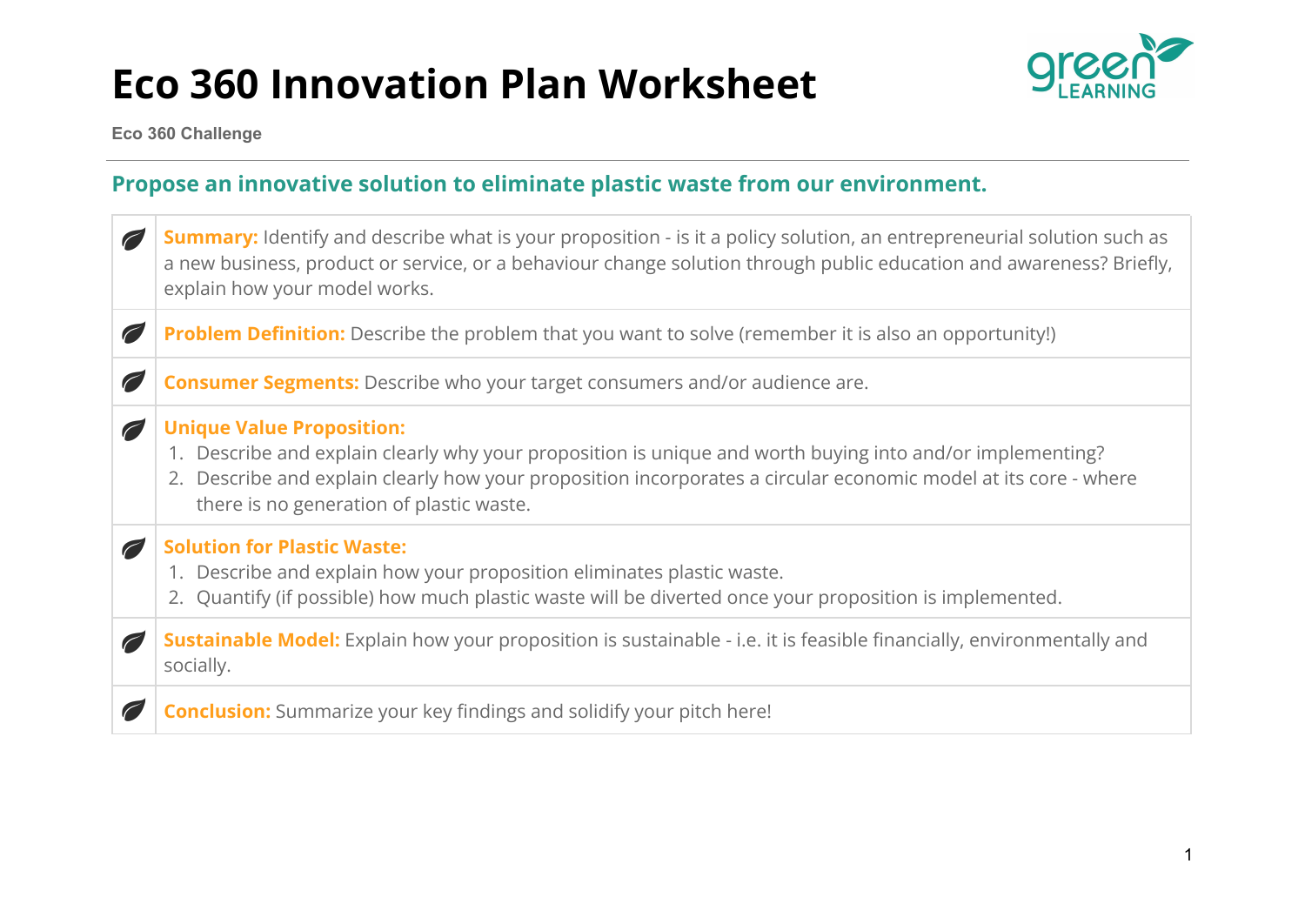# Eco 360 Innovation Plan Worksheet

**Eco 360 Challenge**

---

## Propose an innovative solution to eliminate plastic waste from our environment.

| | |
|---|---|
| | **Summary:** Identify and describe what is your proposition - is it a policy solution, an entrepreneurial solution such as a new business, product or service, or a behaviour change solution through public education and awareness? Briefly, explain how your model works. |
| | **Problem Definition:** Describe the problem that you want to solve (remember it is also an opportunity!) |
| | **Consumer Segments:** Describe who your target consumers and/or audience are. |
| | **Unique Value Proposition:** 1. Describe and explain clearly why your proposition is unique and worth buying into and/or implementing? 2. Describe and explain clearly how your proposition incorporates a circular economic model at its core - where there is no generation of plastic waste. |
| | **Solution for Plastic Waste:** 1. Describe and explain how your proposition eliminates plastic waste. 2. Quantify (if possible) how much plastic waste will be diverted once your proposition is implemented. |
| | **Sustainable Model:** Explain how your proposition is sustainable - i.e. it is feasible financially, environmentally and socially. |
| | **Conclusion:** Summarize your key findings and solidify your pitch here! |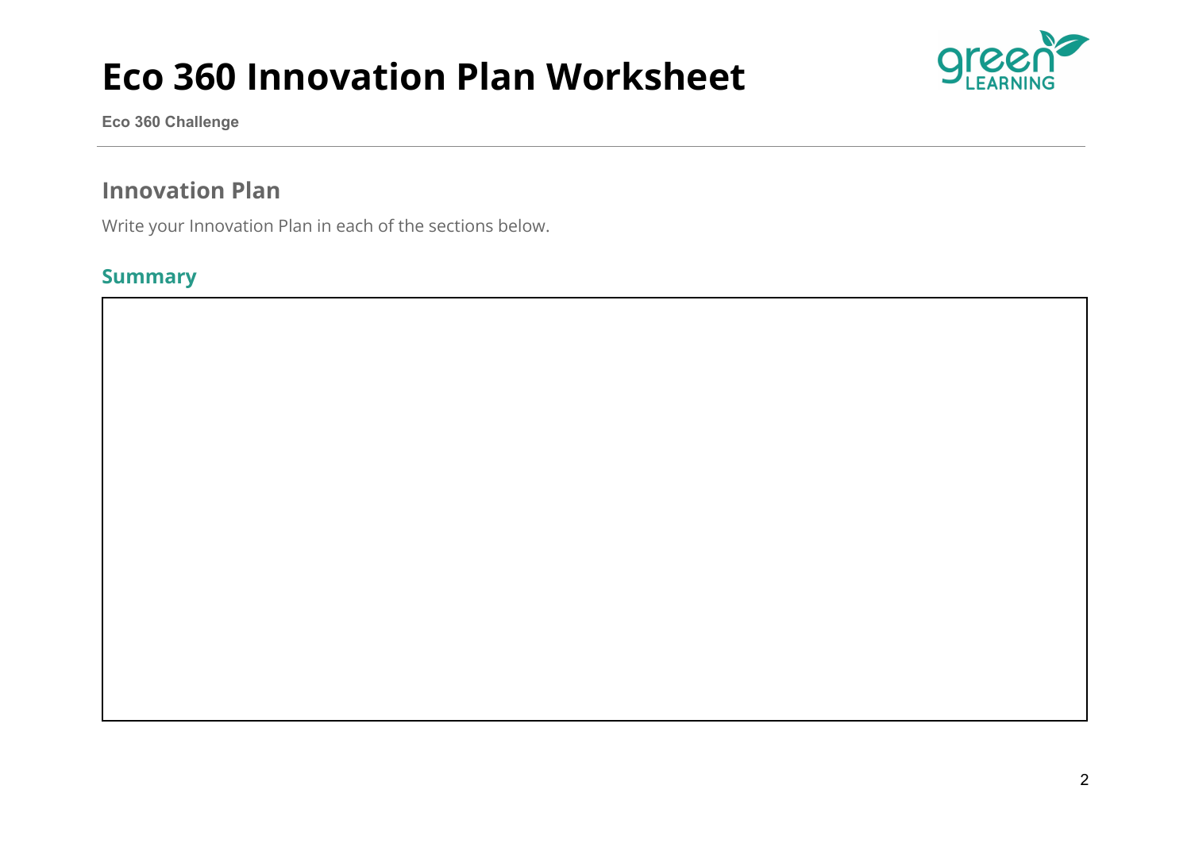# Eco 360 Innovation Plan Worksheet

**Eco 360 Challenge**

## Innovation Plan

Write your Innovation Plan in each of the sections below.

### Summary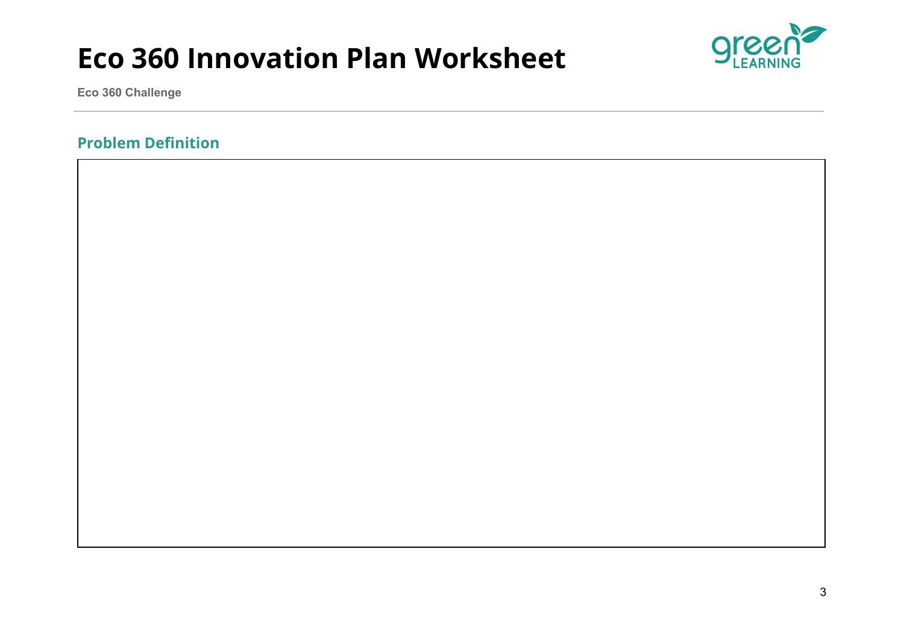# Eco 360 Innovation Plan Worksheet

**Eco 360 Challenge**

## Problem Definition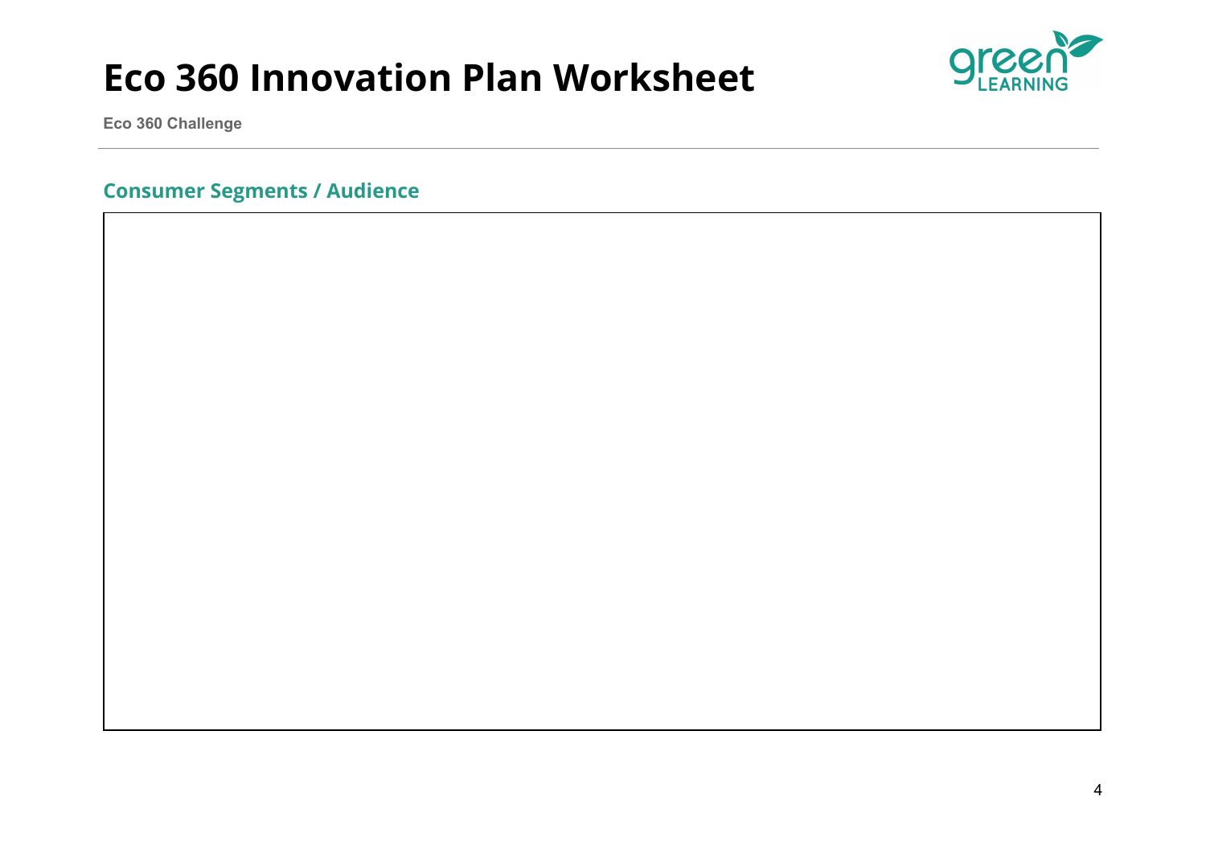# Eco 360 Innovation Plan Worksheet

Eco 360 Challenge

## Consumer Segments / Audience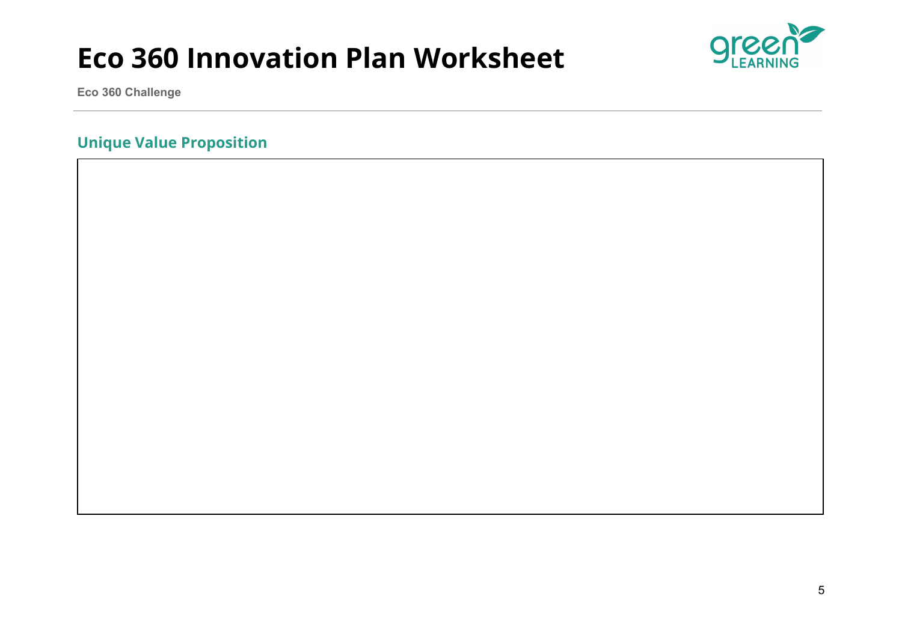# Eco 360 Innovation Plan Worksheet

Eco 360 Challenge

## Unique Value Proposition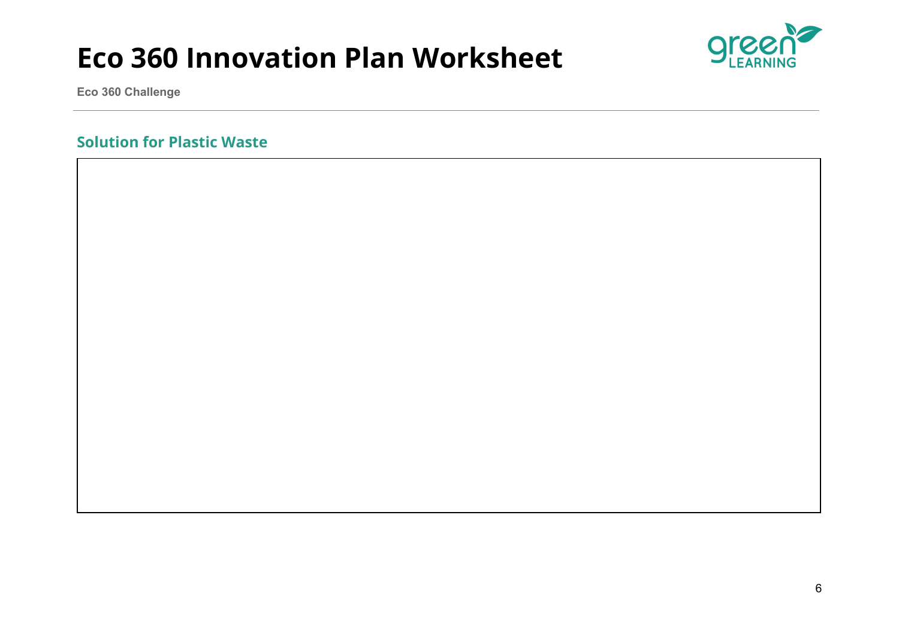# Eco 360 Innovation Plan Worksheet

**Eco 360 Challenge**

## Solution for Plastic Waste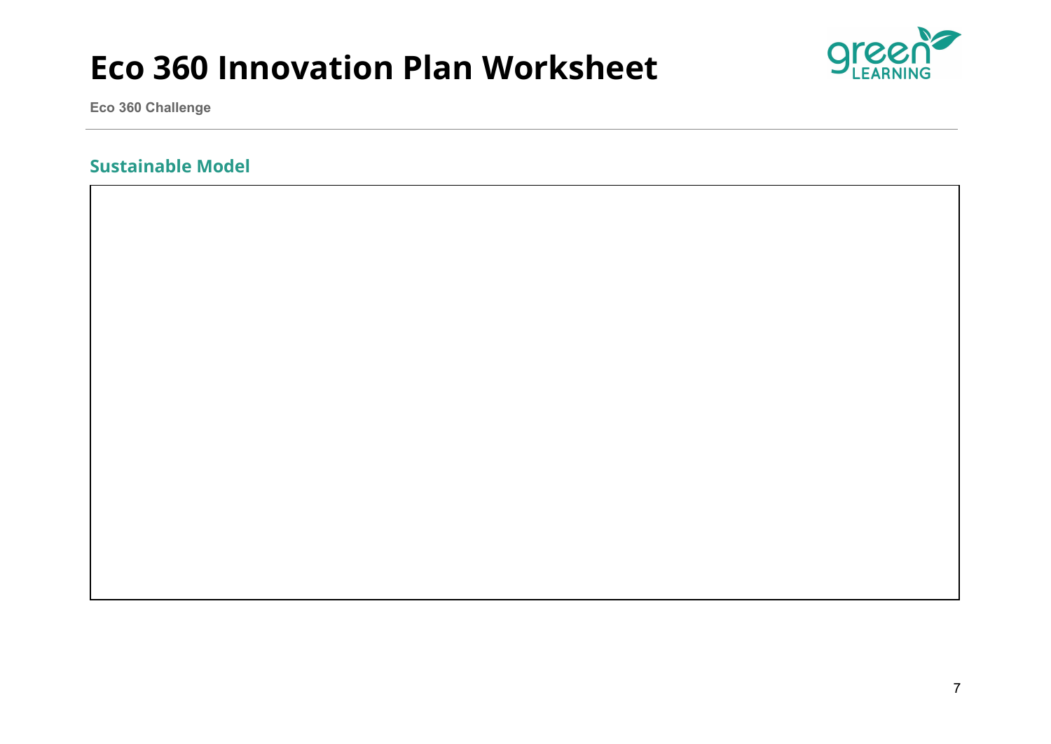# Eco 360 Innovation Plan Worksheet

**Eco 360 Challenge**

## Sustainable Model

|   |
|---|
|   |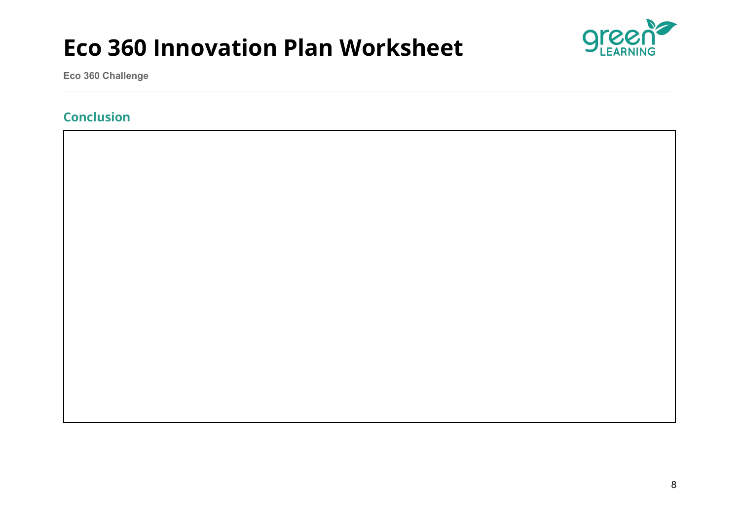# Eco 360 Innovation Plan Worksheet

**Eco 360 Challenge**

## Conclusion